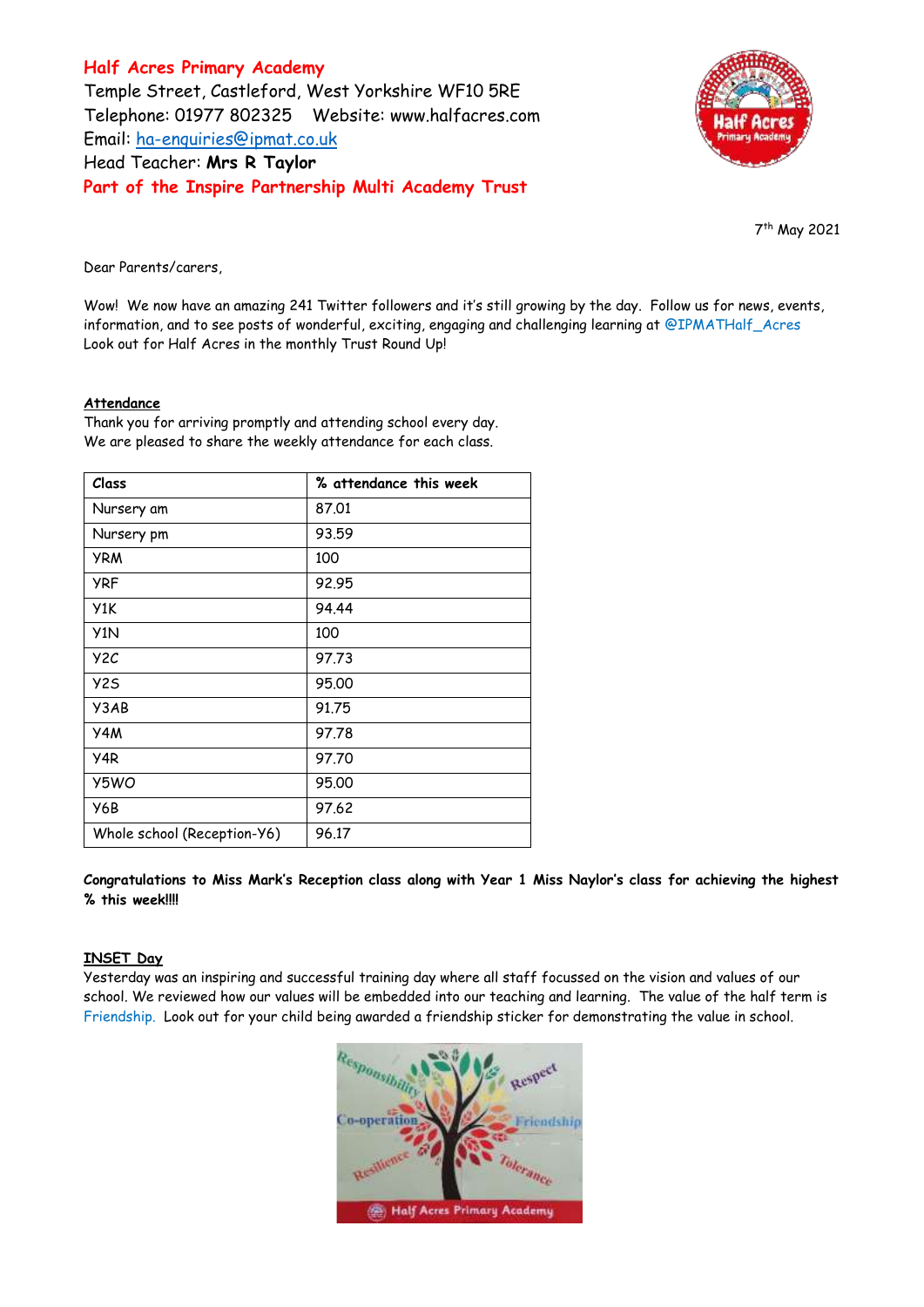**Half Acres Primary Academy**
Temple Street, Castleford, West Yorkshire WF10 5RE
Telephone: 01977 802325 Website: www.halfacres.com
Email: ha-enquiries@ipmat.co.uk
Head Teacher: **Mrs R Taylor**
**Part of the Inspire Partnership Multi Academy Trust**

7th May 2021

Dear Parents/carers,

Wow! We now have an amazing 241 Twitter followers and it's still growing by the day. Follow us for news, events, information, and to see posts of wonderful, exciting, engaging and challenging learning at @IPMATHalf_Acres
Look out for Half Acres in the monthly Trust Round Up!

## Attendance

Thank you for arriving promptly and attending school every day.
We are pleased to share the weekly attendance for each class.

| Class | % attendance this week |
|---|---|
| Nursery am | 87.01 |
| Nursery pm | 93.59 |
| YRM | 100 |
| YRF | 92.95 |
| Y1K | 94.44 |
| Y1N | 100 |
| Y2C | 97.73 |
| Y2S | 95.00 |
| Y3AB | 91.75 |
| Y4M | 97.78 |
| Y4R | 97.70 |
| Y5WO | 95.00 |
| Y6B | 97.62 |
| Whole school (Reception-Y6) | 96.17 |

**Congratulations to Miss Mark's Reception class along with Year 1 Miss Naylor's class for achieving the highest % this week!!!!**

## INSET Day

Yesterday was an inspiring and successful training day where all staff focussed on the vision and values of our school. We reviewed how our values will be embedded into our teaching and learning. The value of the half term is Friendship. Look out for your child being awarded a friendship sticker for demonstrating the value in school.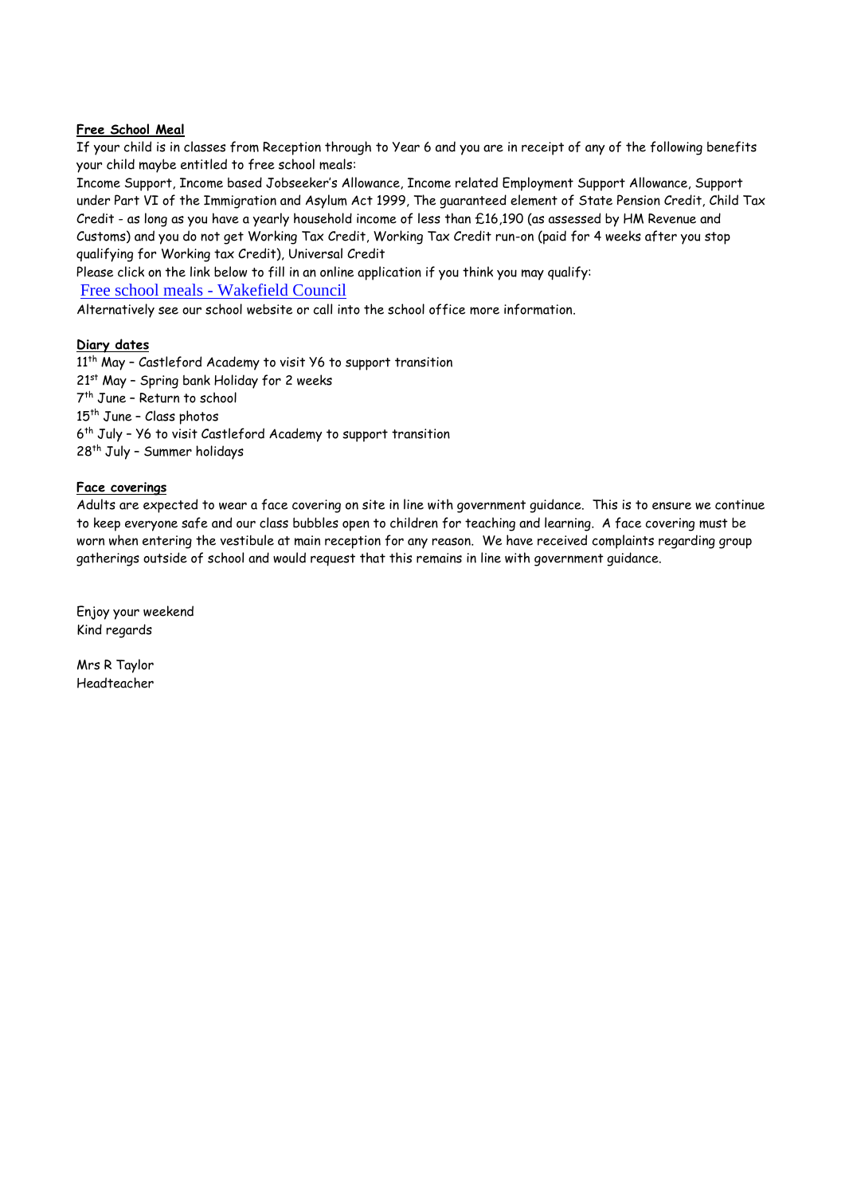**Free School Meal**

If your child is in classes from Reception through to Year 6 and you are in receipt of any of the following benefits your child maybe entitled to free school meals:

Income Support, Income based Jobseeker's Allowance, Income related Employment Support Allowance, Support under Part VI of the Immigration and Asylum Act 1999, The guaranteed element of State Pension Credit, Child Tax Credit - as long as you have a yearly household income of less than £16,190 (as assessed by HM Revenue and Customs) and you do not get Working Tax Credit, Working Tax Credit run-on (paid for 4 weeks after you stop qualifying for Working tax Credit), Universal Credit

Please click on the link below to fill in an online application if you think you may qualify:

Free school meals - Wakefield Council

Alternatively see our school website or call into the school office more information.

**Diary dates**

11th May – Castleford Academy to visit Y6 to support transition
21st May – Spring bank Holiday for 2 weeks
7th June – Return to school
15th June – Class photos
6th July – Y6 to visit Castleford Academy to support transition
28th July – Summer holidays

**Face coverings**

Adults are expected to wear a face covering on site in line with government guidance. This is to ensure we continue to keep everyone safe and our class bubbles open to children for teaching and learning. A face covering must be worn when entering the vestibule at main reception for any reason. We have received complaints regarding group gatherings outside of school and would request that this remains in line with government guidance.

Enjoy your weekend
Kind regards

Mrs R Taylor
Headteacher